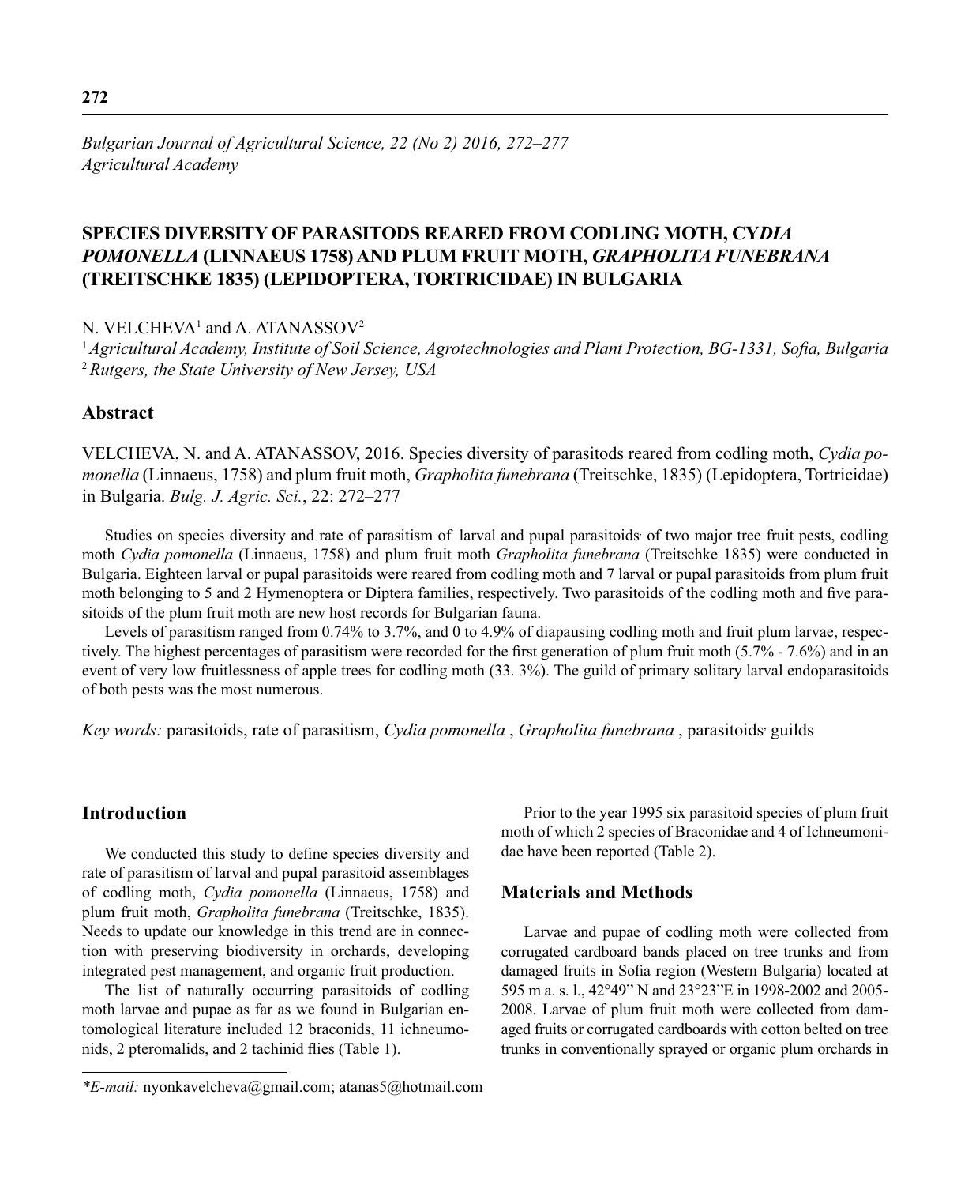*Bulgarian Journal of Agricultural Science, 22 (No 2) 2016, 272–277*
*Agricultural Academy*

# SPECIES DIVERSITY OF PARASITODS REARED FROM CODLING MOTH, CY*DIA POMONELLA* (LINNAEUS 1758) AND PLUM FRUIT MOTH, *GRAPHOLITA FUNEBRANA* (TREITSCHKE 1835) (LEPIDOPTERA, TORTRICIDAE) IN BULGARIA

N. VELCHEVA[1] and A. ATANASSOV[2]

[1] *Agricultural Academy, Institute of Soil Science, Agrotechnologies and Plant Protection, BG-1331, Sofia, Bulgaria*
[2] *Rutgers, the State University of New Jersey, USA*

## Abstract

VELCHEVA, N. and A. ATANASSOV, 2016. Species diversity of parasitods reared from codling moth, *Cydia pomonella* (Linnaeus, 1758) and plum fruit moth, *Grapholita funebrana* (Treitschke, 1835) (Lepidoptera, Tortricidae) in Bulgaria. *Bulg. J. Agric. Sci.*, 22: 272–277

Studies on species diversity and rate of parasitism of larval and pupal parasitoids, of two major tree fruit pests, codling moth *Cydia pomonella* (Linnaeus, 1758) and plum fruit moth *Grapholita funebrana* (Treitschke 1835) were conducted in Bulgaria. Eighteen larval or pupal parasitoids were reared from codling moth and 7 larval or pupal parasitoids from plum fruit moth belonging to 5 and 2 Hymenoptera or Diptera families, respectively. Two parasitoids of the codling moth and five parasitoids of the plum fruit moth are new host records for Bulgarian fauna.

Levels of parasitism ranged from 0.74% to 3.7%, and 0 to 4.9% of diapausing codling moth and fruit plum larvae, respectively. The highest percentages of parasitism were recorded for the first generation of plum fruit moth (5.7% - 7.6%) and in an event of very low fruitlessness of apple trees for codling moth (33. 3%). The guild of primary solitary larval endoparasitoids of both pests was the most numerous.

*Key words:* parasitoids, rate of parasitism, *Cydia pomonella* , *Grapholita funebrana* , parasitoids, guilds

## Introduction

We conducted this study to define species diversity and rate of parasitism of larval and pupal parasitoid assemblages of codling moth, *Cydia pomonella* (Linnaeus, 1758) and plum fruit moth, *Grapholita funebrana* (Treitschke, 1835). Needs to update our knowledge in this trend are in connection with preserving biodiversity in orchards, developing integrated pest management, and organic fruit production.

The list of naturally occurring parasitoids of codling moth larvae and pupae as far as we found in Bulgarian entomological literature included 12 braconids, 11 ichneumonids, 2 pteromalids, and 2 tachinid flies (Table 1).

Prior to the year 1995 six parasitoid species of plum fruit moth of which 2 species of Braconidae and 4 of Ichneumonidae have been reported (Table 2).

## Materials and Methods

Larvae and pupae of codling moth were collected from corrugated cardboard bands placed on tree trunks and from damaged fruits in Sofia region (Western Bulgaria) located at 595 m a. s. l., 42°49" N and 23°23"E in 1998-2002 and 2005-2008. Larvae of plum fruit moth were collected from damaged fruits or corrugated cardboards with cotton belted on tree trunks in conventionally sprayed or organic plum orchards in

*\*E-mail:* nyonkavelcheva@gmail.com; atanas5@hotmail.com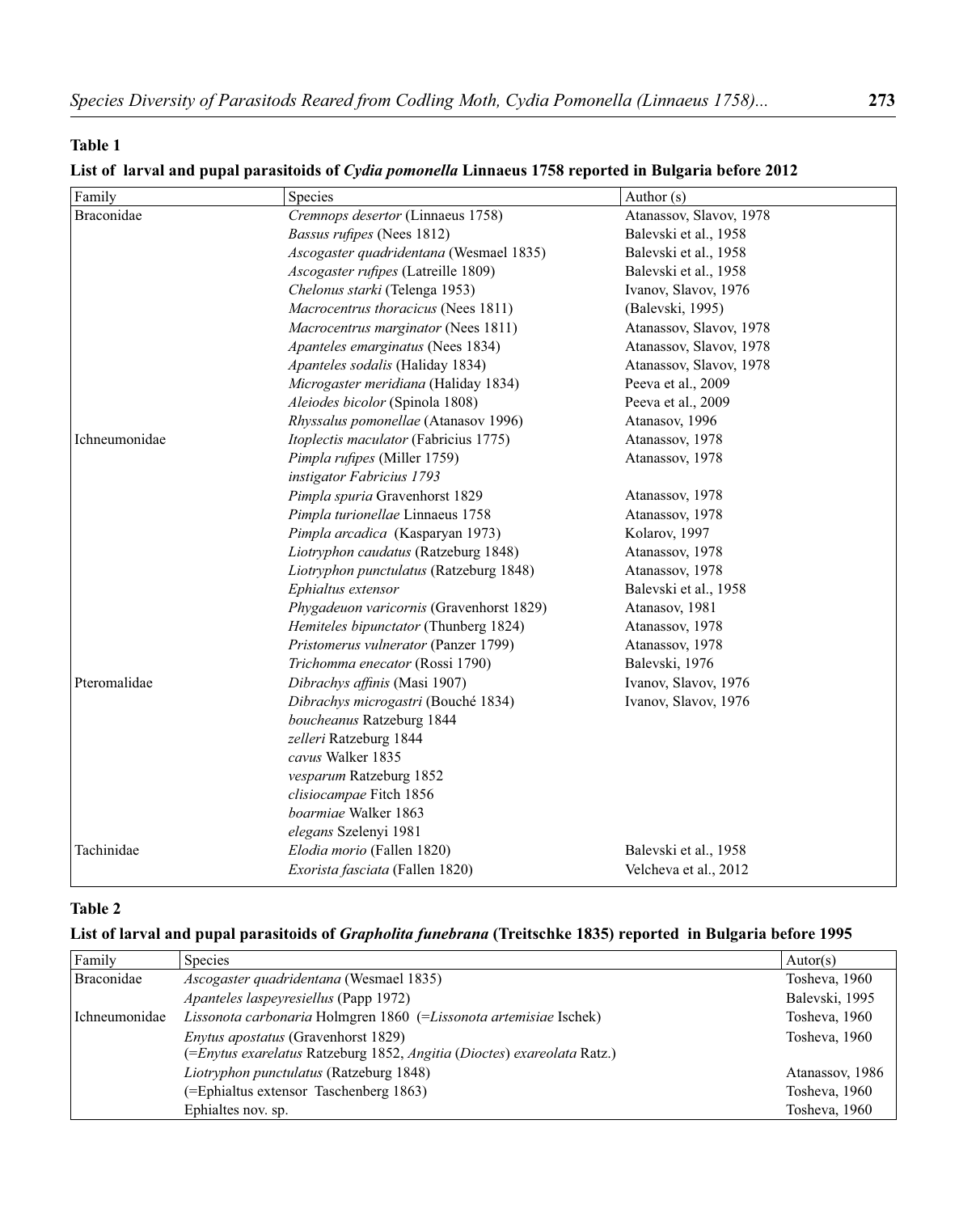**Table 1**

**List of larval and pupal parasitoids of *Cydia pomonella* Linnaeus 1758 reported in Bulgaria before 2012**

| Family | Species | Author (s) |
|---|---|---|
| Braconidae | *Cremnops desertor* (Linnaeus 1758) | Atanassov, Slavov, 1978 |
| | *Bassus rufipes* (Nees 1812) | Balevski et al., 1958 |
| | *Ascogaster quadridentana* (Wesmael 1835) | Balevski et al., 1958 |
| | *Ascogaster rufipes* (Latreille 1809) | Balevski et al., 1958 |
| | *Chelonus starki* (Telenga 1953) | Ivanov, Slavov, 1976 |
| | *Macrocentrus thoracicus* (Nees 1811) | (Balevski, 1995) |
| | *Macrocentrus marginator* (Nees 1811) | Atanassov, Slavov, 1978 |
| | *Apanteles emarginatus* (Nees 1834) | Atanassov, Slavov, 1978 |
| | *Apanteles sodalis* (Haliday 1834) | Atanassov, Slavov, 1978 |
| | *Microgaster meridiana* (Haliday 1834) | Peeva et al., 2009 |
| | *Aleiodes bicolor* (Spinola 1808) | Peeva et al., 2009 |
| | *Rhyssalus pomonellae* (Atanasov 1996) | Atanasov, 1996 |
| Ichneumonidae | *Itoplectis maculator* (Fabricius 1775) | Atanassov, 1978 |
| | *Pimpla rufipes* (Miller 1759) | Atanassov, 1978 |
| | *instigator Fabricius 1793* | |
| | *Pimpla spuria* Gravenhorst 1829 | Atanassov, 1978 |
| | *Pimpla turionellae* Linnaeus 1758 | Atanassov, 1978 |
| | *Pimpla arcadica* (Kasparyan 1973) | Kolarov, 1997 |
| | *Liotryphon caudatus* (Ratzeburg 1848) | Atanassov, 1978 |
| | *Liotryphon punctulatus* (Ratzeburg 1848) | Atanassov, 1978 |
| | *Ephialtus extensor* | Balevski et al., 1958 |
| | *Phygadeuon varicornis* (Gravenhorst 1829) | Atanasov, 1981 |
| | *Hemiteles bipunctator* (Thunberg 1824) | Atanassov, 1978 |
| | *Pristomerus vulnerator* (Panzer 1799) | Atanassov, 1978 |
| | *Trichomma enecator* (Rossi 1790) | Balevski, 1976 |
| Pteromalidae | *Dibrachys affinis* (Masi 1907) | Ivanov, Slavov, 1976 |
| | *Dibrachys microgastri* (Bouché 1834) | Ivanov, Slavov, 1976 |
| | *boucheanus* Ratzeburg 1844 | |
| | *zelleri* Ratzeburg 1844 | |
| | *cavus* Walker 1835 | |
| | *vesparum* Ratzeburg 1852 | |
| | *clisiocampae* Fitch 1856 | |
| | *boarmiae* Walker 1863 | |
| | *elegans* Szelenyi 1981 | |
| Tachinidae | *Elodia morio* (Fallen 1820) | Balevski et al., 1958 |
| | *Exorista fasciata* (Fallen 1820) | Velcheva et al., 2012 |

**Table 2**

**List of larval and pupal parasitoids of *Grapholita funebrana* (Treitschke 1835) reported in Bulgaria before 1995**

| Family | Species | Autor(s) |
|---|---|---|
| Braconidae | *Ascogaster quadridentana* (Wesmael 1835) | Tosheva, 1960 |
| | *Apanteles laspeyresiellus* (Papp 1972) | Balevski, 1995 |
| Ichneumonidae | *Lissonota carbonaria* Holmgren 1860 (=*Lissonota artemisiae* Ischek) | Tosheva, 1960 |
| | *Enytus apostatus* (Gravenhorst 1829) (=*Enytus exarelatus* Ratzeburg 1852, *Angitia* (*Dioctes*) *exareolata* Ratz.) | Tosheva, 1960 |
| | *Liotryphon punctulatus* (Ratzeburg 1848) | Atanassov, 1986 |
| | (=Ephialtus extensor Taschenberg 1863) | Tosheva, 1960 |
| | Ephialtes nov. sp. | Tosheva, 1960 |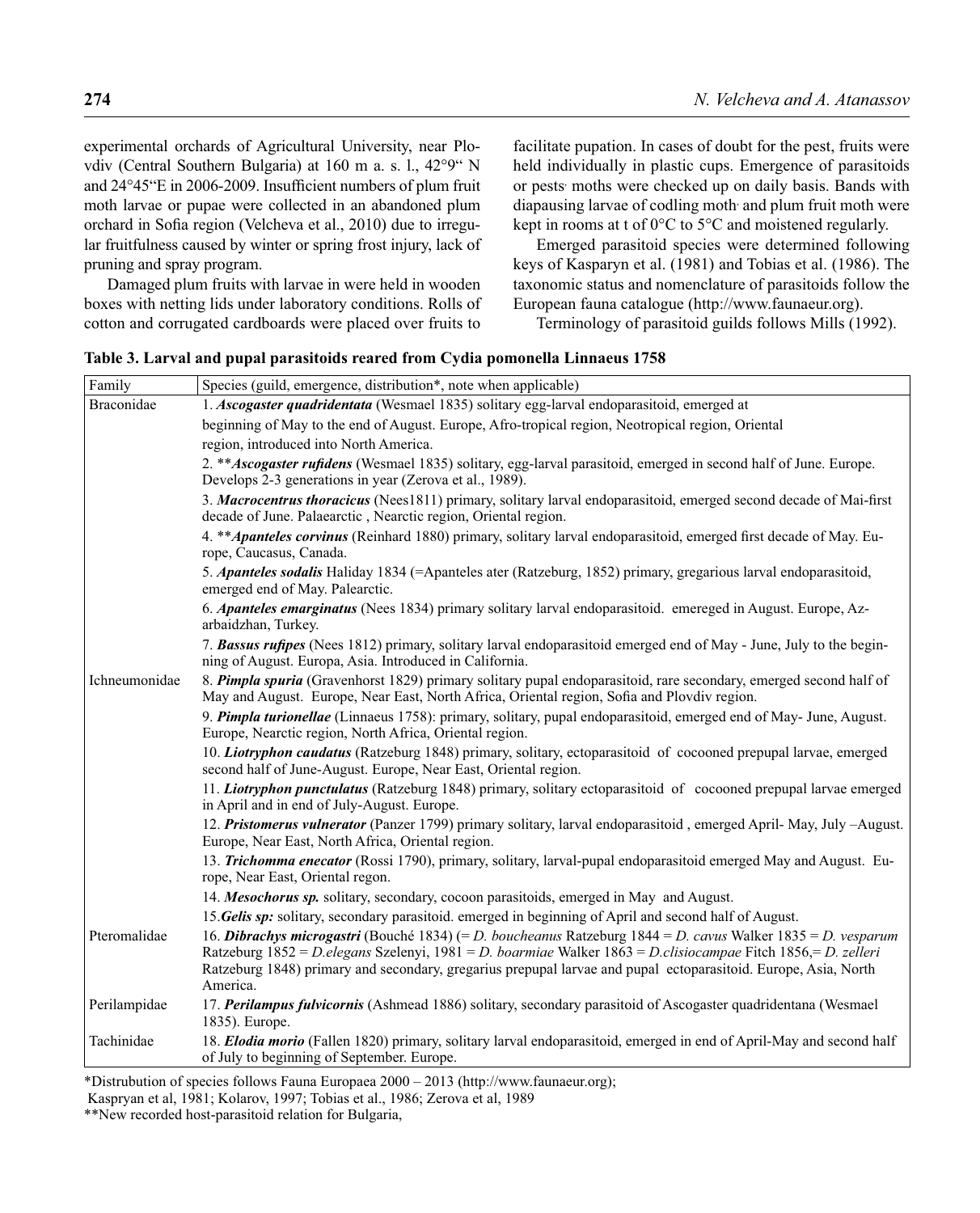experimental orchards of Agricultural University, near Plovdiv (Central Southern Bulgaria) at 160 m a. s. l., 42°9" N and 24°45"E in 2006-2009. Insufficient numbers of plum fruit moth larvae or pupae were collected in an abandoned plum orchard in Sofia region (Velcheva et al., 2010) due to irregular fruitfulness caused by winter or spring frost injury, lack of pruning and spray program.

Damaged plum fruits with larvae in were held in wooden boxes with netting lids under laboratory conditions. Rolls of cotton and corrugated cardboards were placed over fruits to facilitate pupation. In cases of doubt for the pest, fruits were held individually in plastic cups. Emergence of parasitoids or pests, moths were checked up on daily basis. Bands with diapausing larvae of codling moth, and plum fruit moth were kept in rooms at t of 0°C to 5°C and moistened regularly.

Emerged parasitoid species were determined following keys of Kasparyn et al. (1981) and Tobias et al. (1986). The taxonomic status and nomenclature of parasitoids follow the European fauna catalogue (http://www.faunaeur.org).

Terminology of parasitoid guilds follows Mills (1992).

**Table 3. Larval and pupal parasitoids reared from Cydia pomonella Linnaeus 1758**

| Family | Species (guild, emergence, distribution*, note when applicable) |
|---|---|
| Braconidae | 1. ***Ascogaster quadridentata*** (Wesmael 1835) solitary egg-larval endoparasitoid, emerged at beginning of May to the end of August. Europe, Afro-tropical region, Neotropical region, Oriental region, introduced into North America. |
| | 2. \*\****Ascogaster rufidens*** (Wesmael 1835) solitary, egg-larval parasitoid, emerged in second half of June. Europe. Develops 2-3 generations in year (Zerova et al., 1989). |
| | 3. ***Macrocentrus thoracicus*** (Nees1811) primary, solitary larval endoparasitoid, emerged second decade of Mai-first decade of June. Palaearctic , Nearctic region, Oriental region. |
| | 4. \*\****Apanteles corvinus*** (Reinhard 1880) primary, solitary larval endoparasitoid, emerged first decade of May. Europe, Caucasus, Canada. |
| | 5. ***Apanteles sodalis*** Haliday 1834 (=Apanteles ater (Ratzeburg, 1852) primary, gregarious larval endoparasitoid, emerged end of May. Palearctic. |
| | 6. ***Apanteles emarginatus*** (Nees 1834) primary solitary larval endoparasitoid. emereged in August. Europe, Azarbaidzhan, Turkey. |
| | 7. ***Bassus rufipes*** (Nees 1812) primary, solitary larval endoparasitoid emerged end of May - June, July to the beginning of August. Europa, Asia. Introduced in California. |
| Ichneumonidae | 8. ***Pimpla spuria*** (Gravenhorst 1829) primary solitary pupal endoparasitoid, rare secondary, emerged second half of May and August. Europe, Near East, North Africa, Oriental region, Sofia and Plovdiv region. |
| | 9. ***Pimpla turionellae*** (Linnaeus 1758): primary, solitary, pupal endoparasitoid, emerged end of May- June, August. Europe, Nearctic region, North Africa, Oriental region. |
| | 10. ***Liotryphon caudatus*** (Ratzeburg 1848) primary, solitary, ectoparasitoid of cocooned prepupal larvae, emerged second half of June-August. Europe, Near East, Oriental region. |
| | 11. ***Liotryphon punctulatus*** (Ratzeburg 1848) primary, solitary ectoparasitoid of cocooned prepupal larvae emerged in April and in end of July-August. Europe. |
| | 12. ***Pristomerus vulnerator*** (Panzer 1799) primary solitary, larval endoparasitoid , emerged April- May, July –August. Europe, Near East, North Africa, Oriental region. |
| | 13. ***Trichomma enecator*** (Rossi 1790), primary, solitary, larval-pupal endoparasitoid emerged May and August. Europe, Near East, Oriental regon. |
| | 14. ***Mesochorus sp.*** solitary, secondary, cocoon parasitoids, emerged in May and August. |
| | 15.***Gelis sp:*** solitary, secondary parasitoid. emerged in beginning of April and second half of August. |
| Pteromalidae | 16. ***Dibrachys microgastri*** (Bouché 1834) (= *D. boucheanus* Ratzeburg 1844 = *D. cavus* Walker 1835 = *D. vesparum* Ratzeburg 1852 = *D.elegans* Szelenyi, 1981 = *D. boarmiae* Walker 1863 = *D.clisiocampae* Fitch 1856,= *D. zelleri* Ratzeburg 1848) primary and secondary, gregarius prepupal larvae and pupal ectoparasitoid. Europe, Asia, North America. |
| Perilampidae | 17. ***Perilampus fulvicornis*** (Ashmead 1886) solitary, secondary parasitoid of Ascogaster quadridentana (Wesmael 1835). Europe. |
| Tachinidae | 18. ***Elodia morio*** (Fallen 1820) primary, solitary larval endoparasitoid, emerged in end of April-May and second half of July to beginning of September. Europe. |

\*Distrubution of species follows Fauna Europaea 2000 – 2013 (http://www.faunaeur.org);
Kaspryan et al, 1981; Kolarov, 1997; Tobias et al., 1986; Zerova et al, 1989

\*\*New recorded host-parasitoid relation for Bulgaria,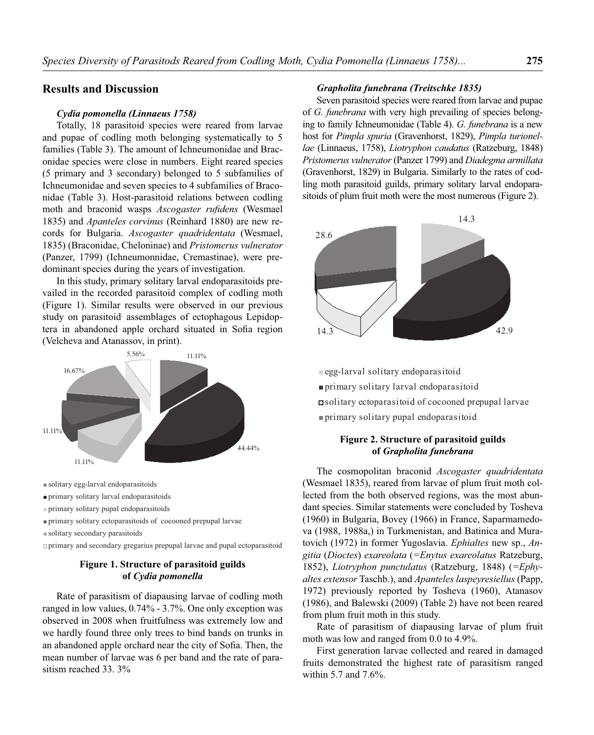## Results and Discussion

### *Cydia pomonella (Linnaeus 1758)*

Totally, 18 parasitoid species were reared from larvae and pupae of codling moth belonging systematically to 5 families (Table 3). The amount of Ichneumonidae and Braconidae species were close in numbers. Eight reared species (5 primary and 3 secondary) belonged to 5 subfamilies of Ichneumonidae and seven species to 4 subfamilies of Braconidae (Table 3). Host-parasitoid relations between codling moth and braconid wasps *Ascogaster rufidens* (Wesmael 1835) and *Apanteles corvinus* (Reinhard 1880) are new records for Bulgaria. *Ascogaster quadridentata* (Wesmael, 1835) (Braconidae, Cheloninae) and *Pristomerus vulnerator* (Panzer, 1799) (Ichneumonnidae, Cremastinae), were predominant species during the years of investigation.

In this study, primary solitary larval endoparasitoids prevailed in the recorded parasitoid complex of codling moth (Figure 1). Similar results were observed in our previous study on parasitoid· assemblages of ectophagous Lepidoptera in abandoned apple orchard situated in Sofia region (Velcheva and Atanassov, in print).

5.56%
11.11%
16.67%
11.11%
44.44%
11.11%

- solitary egg-larval endoparasitoids
- primary solitary larval endoparasitoids
- primary solitary pupal endoparasitoids
- primary solitary ectoparasitoids of cocooned prepupal larvae
- solitary secondary parasitoids
- primary and secondary gregarius prepupal larvae and pupal ectoparasitoid

**Figure 1. Structure of parasitoid guilds of *Cydia pomonella***

Rate of parasitism of diapausing larvae of codling moth ranged in low values, 0.74% - 3.7%. One only exception was observed in 2008 when fruitfulness was extremely low and we hardly found three only trees to bind bands on trunks in an abandoned apple orchard near the city of Sofia. Then, the mean number of larvae was 6 per band and the rate of parasitism reached 33. 3%

### *Grapholita funebrana (Treitschke 1835)*

Seven parasitoid species were reared from larvae and pupae of *G. funebrana* with very high prevailing of species belonging to family Ichneumonidae (Table 4). *G. funebrana* is a new host for *Pimpla spuria* (Gravenhorst, 1829), *Pimpla turionellae* (Linnaeus, 1758), *Liotryphon caudatus* (Ratzeburg, 1848) *Pristomerus vulnerator* (Panzer 1799) and *Diadegma armillata* (Gravenhorst, 1829) in Bulgaria. Similarly to the rates of codling moth parasitoid guilds, primary solitary larval endoparasitoids of plum fruit moth were the most numerous (Figure 2).

14.3
28.6
14.3
42.9

- egg-larval solitary endoparasitoid
- primary solitary larval endoparasitoid
- solitary ectoparasitoid of cocooned prepupal larvae
- primary solitary pupal endoparasitoid

**Figure 2. Structure of parasitoid guilds of *Grapholita funebrana***

The cosmopolitan braconid *Ascogaster quadridentata* (Wesmael 1835), reared from larvae of plum fruit moth collected from the both observed regions, was the most abundant species. Similar statements were concluded by Tosheva (1960) in Bulgaria, Bovey (1966) in France, Saparmamedova (1988, 1988a,) in Turkmenistan, and Batinica and Muratovich (1972) in former Yugoslavia. *Ephialtes* new sp., *Angitia* (*Dioctes*) *exareolata* (=*Enytus exareolatus* Ratzeburg, 1852), *Liotryphon punctulatus* (Ratzeburg, 1848) (=*Ephyaltes extensor* Taschb.), and *Apanteles laspeyresiellus* (Papp, 1972) previously reported by Tosheva (1960), Atanasov (1986), and Balewski (2009) (Table 2) have not been reared from plum fruit moth in this study.

Rate of parasitism of diapausing larvae of plum fruit moth was low and ranged from 0.0 to 4.9%.

First generation larvae collected and reared in damaged fruits demonstrated the highest rate of parasitism ranged within 5.7 and 7.6%.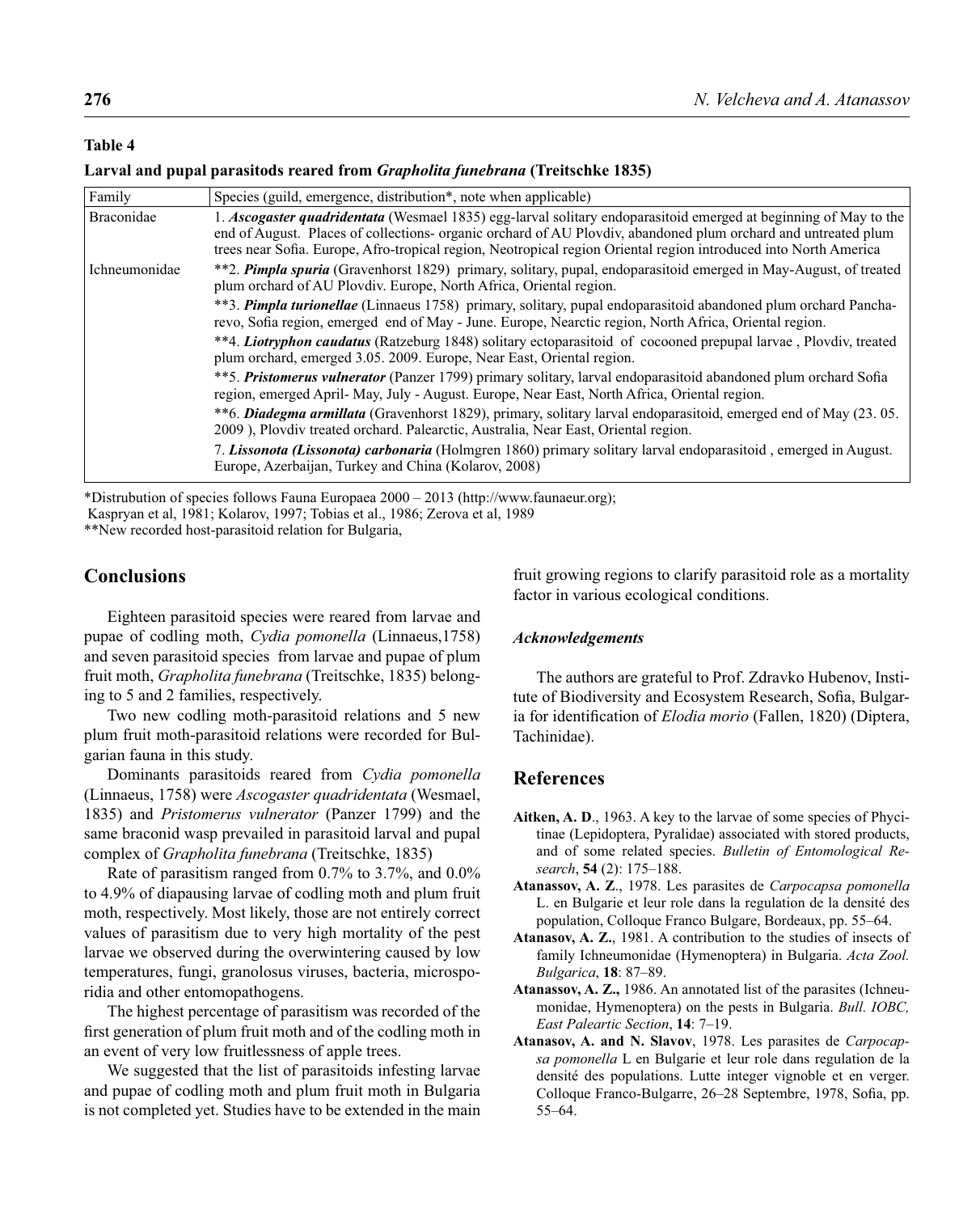**Table 4**

**Larval and pupal parasitods reared from *Grapholita funebrana* (Treitschke 1835)**

| Family | Species (guild, emergence, distribution*, note when applicable) |
|---|---|
| Braconidae | 1. ***Ascogaster quadridentata*** (Wesmael 1835) egg-larval solitary endoparasitoid emerged at beginning of May to the end of August. Places of collections- organic orchard of AU Plovdiv, abandoned plum orchard and untreated plum trees near Sofia. Europe, Afro-tropical region, Neotropical region Oriental region introduced into North America |
| Ichneumonidae | **2. ***Pimpla spuria*** (Gravenhorst 1829) primary, solitary, pupal, endoparasitoid emerged in May-August, of treated plum orchard of AU Plovdiv. Europe, North Africa, Oriental region. |
| | **3. ***Pimpla turionellae*** (Linnaeus 1758) primary, solitary, pupal endoparasitoid abandoned plum orchard Pancharevo, Sofia region, emerged end of May - June. Europe, Nearctic region, North Africa, Oriental region. |
| | **4. ***Liotryphon caudatus*** (Ratzeburg 1848) solitary ectoparasitoid of cocooned prepupal larvae , Plovdiv, treated plum orchard, emerged 3.05. 2009. Europe, Near East, Oriental region. |
| | **5. ***Pristomerus vulnerator*** (Panzer 1799) primary solitary, larval endoparasitoid abandoned plum orchard Sofia region, emerged April- May, July - August. Europe, Near East, North Africa, Oriental region. |
| | **6. ***Diadegma armillata*** (Gravenhorst 1829), primary, solitary larval endoparasitoid, emerged end of May (23. 05. 2009 ), Plovdiv treated orchard. Palearctic, Australia, Near East, Oriental region. |
| | 7. ***Lissonota (Lissonota) carbonaria*** (Holmgren 1860) primary solitary larval endoparasitoid , emerged in August. Europe, Azerbaijan, Turkey and China (Kolarov, 2008) |

*Distrubution of species follows Fauna Europaea 2000 – 2013 (http://www.faunaeur.org);
Kaspryan et al, 1981; Kolarov, 1997; Tobias et al., 1986; Zerova et al, 1989
**New recorded host-parasitoid relation for Bulgaria,

## Conclusions

Eighteen parasitoid species were reared from larvae and pupae of codling moth, *Cydia pomonella* (Linnaeus,1758) and seven parasitoid species from larvae and pupae of plum fruit moth, *Grapholita funebrana* (Treitschke, 1835) belonging to 5 and 2 families, respectively.

Two new codling moth-parasitoid relations and 5 new plum fruit moth-parasitoid relations were recorded for Bulgarian fauna in this study.

Dominants parasitoids reared from *Cydia pomonella* (Linnaeus, 1758) were *Ascogaster quadridentata* (Wesmael, 1835) and *Pristomerus vulnerator* (Panzer 1799) and the same braconid wasp prevailed in parasitoid larval and pupal complex of *Grapholita funebrana* (Treitschke, 1835)

Rate of parasitism ranged from 0.7% to 3.7%, and 0.0% to 4.9% of diapausing larvae of codling moth and plum fruit moth, respectively. Most likely, those are not entirely correct values of parasitism due to very high mortality of the pest larvae we observed during the overwintering caused by low temperatures, fungi, granolosus viruses, bacteria, microsporidia and other entomopathogens.

The highest percentage of parasitism was recorded of the first generation of plum fruit moth and of the codling moth in an event of very low fruitlessness of apple trees.

We suggested that the list of parasitoids infesting larvae and pupae of codling moth and plum fruit moth in Bulgaria is not completed yet. Studies have to be extended in the main fruit growing regions to clarify parasitoid role as a mortality factor in various ecological conditions.

### *Acknowledgements*

The authors are grateful to Prof. Zdravko Hubenov, Institute of Biodiversity and Ecosystem Research, Sofia, Bulgaria for identification of *Elodia morio* (Fallen, 1820) (Diptera, Tachinidae).

## References

**Aitken, A. D**., 1963. A key to the larvae of some species of Phycitinae (Lepidoptera, Pyralidae) associated with stored products, and of some related species. *Bulletin of Entomological Research*, **54** (2): 175–188.

**Atanassov, A. Z**., 1978. Les parasites de *Carpocapsa pomonella* L. en Bulgarie et leur role dans la regulation de la densité des population, Colloque Franco Bulgare, Bordeaux, pp. 55–64.

**Atanasov, A. Z.**, 1981. A contribution to the studies of insects of family Ichneumonidae (Hymenoptera) in Bulgaria. *Acta Zool. Bulgarica*, **18**: 87–89.

**Atanassov, A. Z.,** 1986. An annotated list of the parasites (Ichneumonidae, Hymenoptera) on the pests in Bulgaria. *Bull. IOBC, East Paleartic Section*, **14**: 7–19.

**Atanasov, A. and N. Slavov**, 1978. Les parasites de *Carpocapsa pomonella* L en Bulgarie et leur role dans regulation de la densité des populations. Lutte integer vignoble et en verger. Colloque Franco-Bulgarre, 26–28 Septembre, 1978, Sofia, pp. 55–64.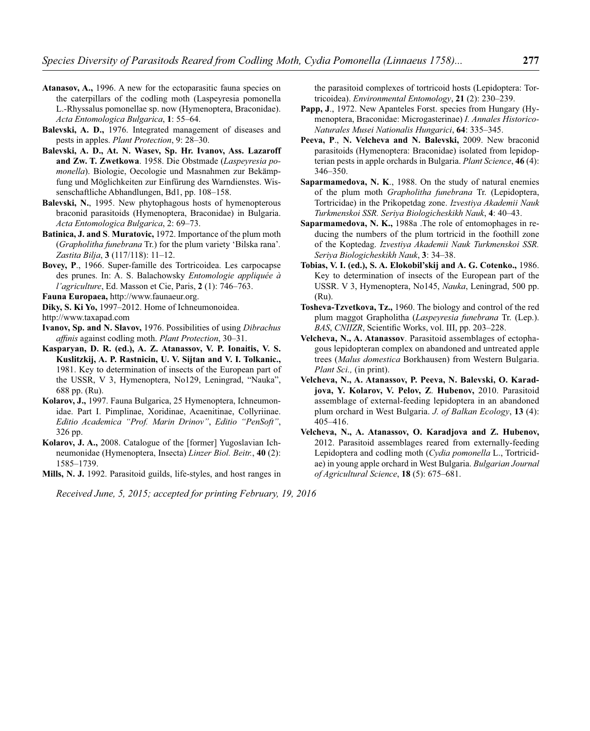**Atanasov, A.,** 1996. A new for the ectoparasitic fauna species on the caterpillars of the codling moth (Laspeyresia pomonella L.-Rhyssalus pomonellae sp. now (Hymenoptera, Braconidae). *Acta Entomologica Bulgarica*, **1**: 55–64.

**Balevski, A. D.,** 1976. Integrated management of diseases and pests in apples. *Plant Protection*, 9: 28–30.

**Balevski, A. D., At. N. Wasev, Sp. Hr. Ivanov, Ass. Lazaroff and Zw. T. Zwetkowa**. 1958. Die Obstmade (*Laspeyresia pomonella*). Biologie, Oecologie und Masnahmen zur Bekämpfung und Möglichkeiten zur Einfűrung des Warndienstes. Wissenschaftliche Abhandlungen, Bd1, pp. 108–158.

**Balevski, N.**, 1995. New phytophagous hosts of hymenopterous braconid parasitoids (Hymenoptera, Braconidae) in Bulgaria. *Acta Entomologica Bulgarica*, 2: 69–73.

**Batinica, J. and S**. **Muratovic,** 1972. Importance of the plum moth (*Grapholitha funebrana* Tr.) for the plum variety 'Bilska rana'. *Zastita Bilja*, **3** (117/118): 11–12.

**Bovey, P**., 1966. Super-famille des Tortricoidea. Les carpocapse des prunes. In: A. S. Balachowsky *Entomologie appliquée à l'agriculture*, Ed. Masson et Cie, Paris, **2** (1): 746–763.

**Fauna Europaea,** http://www.faunaeur.org.

**Diky, S. Ki Yo,** 1997–2012. Home of Ichneumonoidea. http://www.taxapad.com

**Ivanov, Sp. and N. Slavov,** 1976. Possibilities of using *Dibrachus affinis* against codling moth. *Plant Protection*, 30–31.

**Kasparyan, D. R. (ed.), A. Z. Atanassov, V. P. Ionaitis, V. S. Kuslitzkij, A. P. Rastnicin, U. V. Sijtan and V. I. Tolkanic.,** 1981. Key to determination of insects of the European part of the USSR, V 3, Hymenoptera, No129, Leningrad, "Nauka", 688 pp. (Ru).

**Kolarov, J.,** 1997. Fauna Bulgarica, 25 Hymenoptera, Ichneumonidae. Part I. Pimplinae, Xoridinae, Acaenitinae, Collyriinae. *Editio Academica "Prof. Marin Drinov"*, *Editio "PenSoft"*, 326 pp.

**Kolarov, J. A.,** 2008. Catalogue of the [former] Yugoslavian Ichneumonidae (Hymenoptera, Insecta) *Linzer Biol. Beitr.*, **40** (2): 1585–1739.

**Mills, N. J.** 1992. Parasitoid guilds, life-styles, and host ranges in the parasitoid complexes of tortricoid hosts (Lepidoptera: Tortricoidea). *Environmental Entomology*, **21** (2): 230–239.

**Papp, J**., 1972. New Apanteles Forst. species from Hungary (Hymenoptera, Braconidae: Microgasterinae) *I. Annales Historico-Naturales Musei Nationalis Hungarici*, **64**: 335–345.

**Peeva, P**., **N. Velcheva and N. Balevski,** 2009. New braconid parasitoids (Hymenoptera: Braconidae) isolated from lepidopterian pests in apple orchards in Bulgaria. *Plant Science*, **46** (4): 346–350.

**Saparmamedova, N. K**., 1988. On the study of natural enemies of the plum moth *Grapholitha funebrana* Tr. (Lepidoptera, Tortricidae) in the Prikopetdag zone. *Izvestiya Akademii Nauk Turkmenskoi SSR. Seriya Biologicheskikh Nauk*, **4**: 40–43.

**Saparmamedova, N. K.,** 1988a .The role of entomophages in reducing the numbers of the plum tortricid in the foothill zone of the Koptedag. *Izvestiya Akademii Nauk Turkmenskoi SSR. Seriya Biologicheskikh Nauk*, **3**: 34–38.

**Tobias, V. I. (ed.), S. A. Elokobil'skij and A. G. Cotenko.,** 1986. Key to determination of insects of the European part of the USSR. V 3, Hymenoptera, No145, *Nauka*, Leningrad, 500 pp. (Ru).

**Tosheva-Tzvetkova, Tz.,** 1960. The biology and control of the red plum maggot Grapholitha (*Laspeyresia funebrana* Tr. (Lep.). *BAS*, *CNIIZR*, Scientific Works, vol. III, pp. 203–228.

**Velcheva, N., A. Atanassov**. Parasitoid assemblages of ectophagous lepidopteran complex on abandoned and untreated apple trees (*Malus domestica* Borkhausen) from Western Bulgaria. *Plant Sci.,* (in print).

**Velcheva, N., A. Atanassov, P. Peeva, N. Balevski, O. Karadjova, Y. Kolarov, V. Pelov, Z**. **Hubenov,** 2010. Parasitoid assemblage of external-feeding lepidoptera in an abandoned plum orchard in West Bulgaria. *J. of Balkan Ecology*, **13** (4): 405–416.

**Velcheva, N., A. Atanassov, O. Karadjova and Z. Hubenov,** 2012. Parasitoid assemblages reared from externally-feeding Lepidoptera and codling moth (*Cydia pomonella* L., Tortricidae) in young apple orchard in West Bulgaria. *Bulgarian Journal of Agricultural Science*, **18** (5): 675–681.

*Received June, 5, 2015; accepted for printing February, 19, 2016*